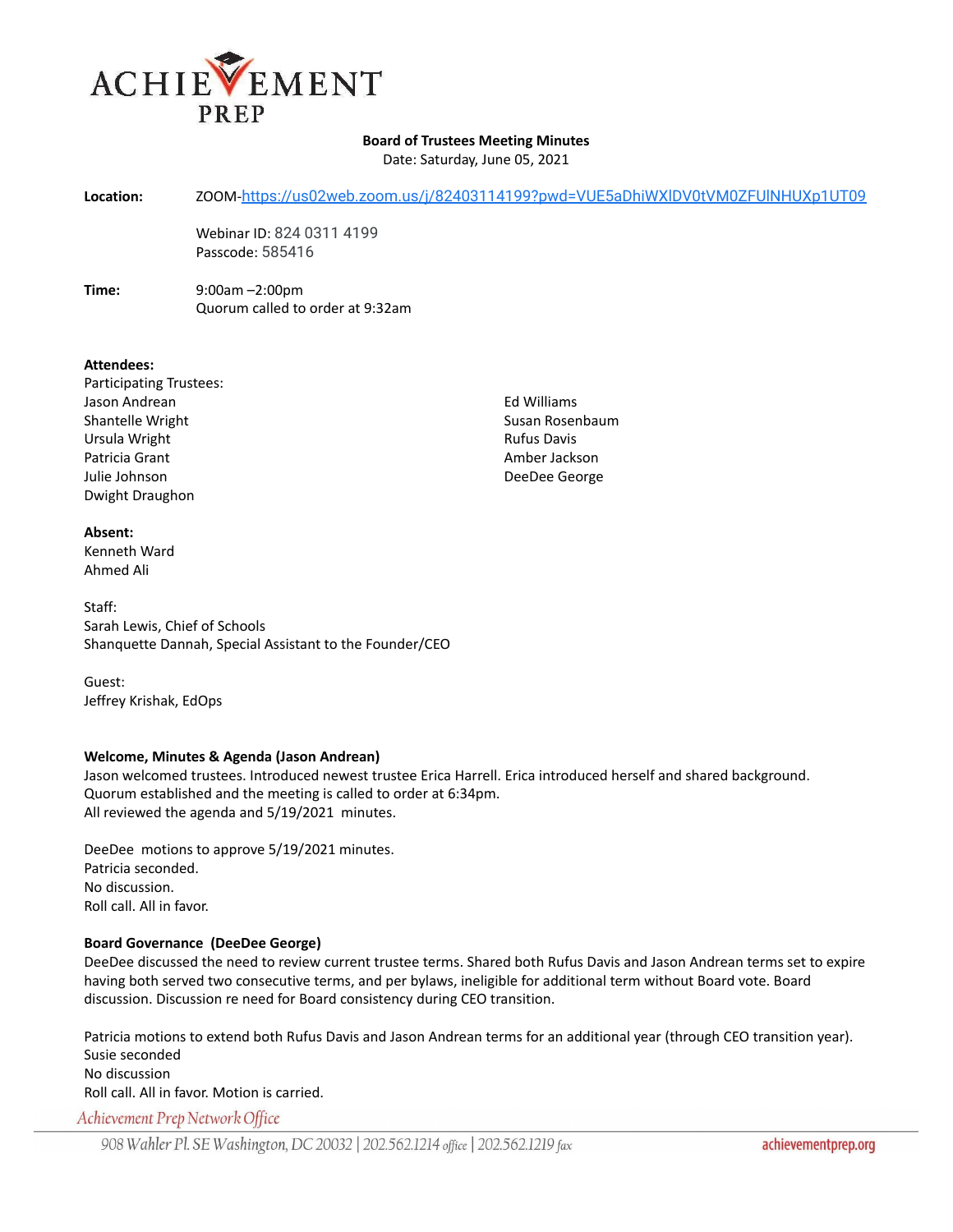ACHIEVEMENT PREP

**Board of Trustees Meeting Minutes**
Date: Saturday, June 05, 2021

**Location:** ZOOM-https://us02web.zoom.us/j/82403114199?pwd=VUE5aDhiWXlDV0tVM0ZFUlNHUXp1UT09

Webinar ID: 824 0311 4199
Passcode: 585416

**Time:** 9:00am –2:00pm
Quorum called to order at 9:32am

**Attendees:**
Participating Trustees:
Jason Andrean
Shantelle Wright
Ursula Wright
Patricia Grant
Julie Johnson
Dwight Draughon
Ed Williams
Susan Rosenbaum
Rufus Davis
Amber Jackson
DeeDee George

**Absent:**
Kenneth Ward
Ahmed Ali

Staff:
Sarah Lewis, Chief of Schools
Shanquette Dannah, Special Assistant to the Founder/CEO

Guest:
Jeffrey Krishak, EdOps

**Welcome, Minutes & Agenda (Jason Andrean)**
Jason welcomed trustees. Introduced newest trustee Erica Harrell. Erica introduced herself and shared background.
Quorum established and the meeting is called to order at 6:34pm.
All reviewed the agenda and 5/19/2021 minutes.

DeeDee motions to approve 5/19/2021 minutes.
Patricia seconded.
No discussion.
Roll call. All in favor.

**Board Governance (DeeDee George)**
DeeDee discussed the need to review current trustee terms. Shared both Rufus Davis and Jason Andrean terms set to expire having both served two consecutive terms, and per bylaws, ineligible for additional term without Board vote. Board discussion. Discussion re need for Board consistency during CEO transition.

Patricia motions to extend both Rufus Davis and Jason Andrean terms for an additional year (through CEO transition year).
Susie seconded
No discussion
Roll call. All in favor. Motion is carried.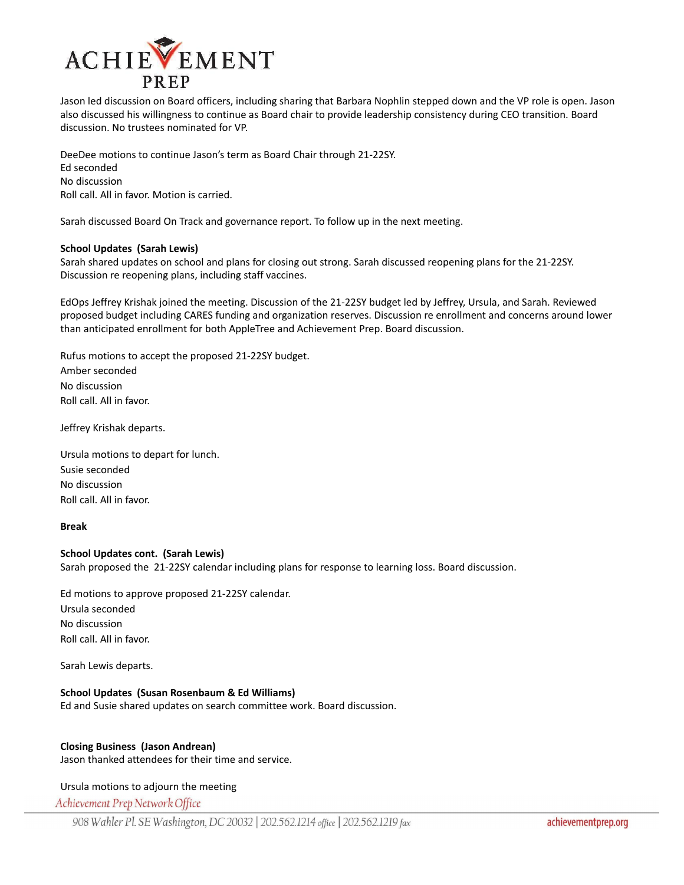Jason led discussion on Board officers, including sharing that Barbara Nophlin stepped down and the VP role is open. Jason also discussed his willingness to continue as Board chair to provide leadership consistency during CEO transition. Board discussion. No trustees nominated for VP.

DeeDee motions to continue Jason's term as Board Chair through 21-22SY.
Ed seconded
No discussion
Roll call. All in favor. Motion is carried.

Sarah discussed Board On Track and governance report. To follow up in the next meeting.

**School Updates (Sarah Lewis)**
Sarah shared updates on school and plans for closing out strong. Sarah discussed reopening plans for the 21-22SY. Discussion re reopening plans, including staff vaccines.

EdOps Jeffrey Krishak joined the meeting. Discussion of the 21-22SY budget led by Jeffrey, Ursula, and Sarah. Reviewed proposed budget including CARES funding and organization reserves. Discussion re enrollment and concerns around lower than anticipated enrollment for both AppleTree and Achievement Prep. Board discussion.

Rufus motions to accept the proposed 21-22SY budget.
Amber seconded
No discussion
Roll call. All in favor.

Jeffrey Krishak departs.

Ursula motions to depart for lunch.
Susie seconded
No discussion
Roll call. All in favor.

**Break**

**School Updates cont. (Sarah Lewis)**
Sarah proposed the 21-22SY calendar including plans for response to learning loss. Board discussion.

Ed motions to approve proposed 21-22SY calendar.
Ursula seconded
No discussion
Roll call. All in favor.

Sarah Lewis departs.

**School Updates (Susan Rosenbaum & Ed Williams)**
Ed and Susie shared updates on search committee work. Board discussion.

**Closing Business (Jason Andrean)**
Jason thanked attendees for their time and service.

Ursula motions to adjourn the meeting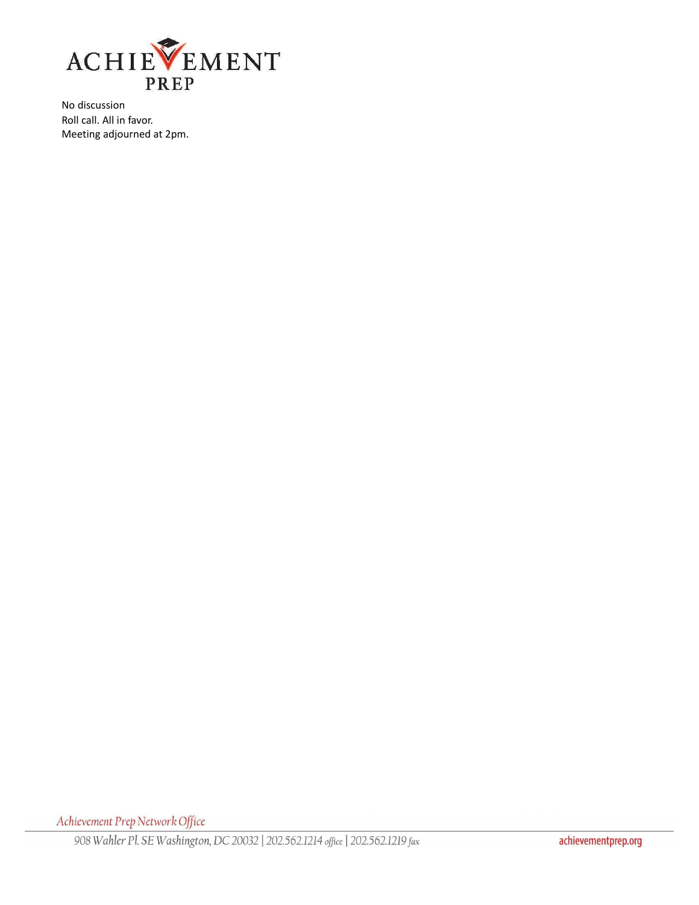No discussion
Roll call. All in favor.
Meeting adjourned at 2pm.